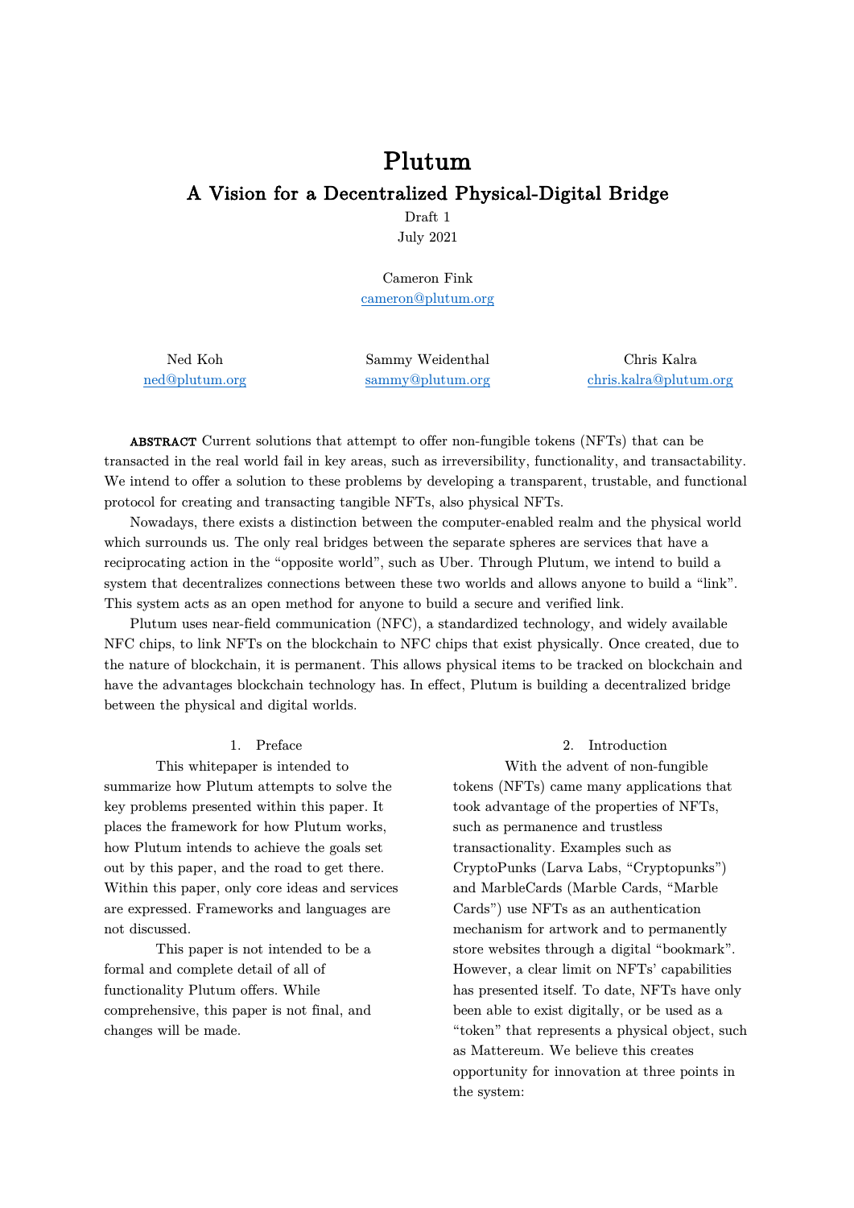# Plutum

## A Vision for a Decentralized Physical-Digital Bridge

Draft 1

July 2021

Cameron Fink
cameron@plutum.org

Ned Koh
ned@plutum.org

Sammy Weidenthal
sammy@plutum.org

Chris Kalra
chris.kalra@plutum.org

**ABSTRACT** Current solutions that attempt to offer non-fungible tokens (NFTs) that can be transacted in the real world fail in key areas, such as irreversibility, functionality, and transactability. We intend to offer a solution to these problems by developing a transparent, trustable, and functional protocol for creating and transacting tangible NFTs, also physical NFTs.

Nowadays, there exists a distinction between the computer-enabled realm and the physical world which surrounds us. The only real bridges between the separate spheres are services that have a reciprocating action in the "opposite world", such as Uber. Through Plutum, we intend to build a system that decentralizes connections between these two worlds and allows anyone to build a "link". This system acts as an open method for anyone to build a secure and verified link.

Plutum uses near-field communication (NFC), a standardized technology, and widely available NFC chips, to link NFTs on the blockchain to NFC chips that exist physically. Once created, due to the nature of blockchain, it is permanent. This allows physical items to be tracked on blockchain and have the advantages blockchain technology has. In effect, Plutum is building a decentralized bridge between the physical and digital worlds.

## 1. Preface

This whitepaper is intended to summarize how Plutum attempts to solve the key problems presented within this paper. It places the framework for how Plutum works, how Plutum intends to achieve the goals set out by this paper, and the road to get there. Within this paper, only core ideas and services are expressed. Frameworks and languages are not discussed.

This paper is not intended to be a formal and complete detail of all of functionality Plutum offers. While comprehensive, this paper is not final, and changes will be made.

## 2. Introduction

With the advent of non-fungible tokens (NFTs) came many applications that took advantage of the properties of NFTs, such as permanence and trustless transactionality. Examples such as CryptoPunks (Larva Labs, "Cryptopunks") and MarbleCards (Marble Cards, "Marble Cards") use NFTs as an authentication mechanism for artwork and to permanently store websites through a digital "bookmark". However, a clear limit on NFTs' capabilities has presented itself. To date, NFTs have only been able to exist digitally, or be used as a "token" that represents a physical object, such as Mattereum. We believe this creates opportunity for innovation at three points in the system: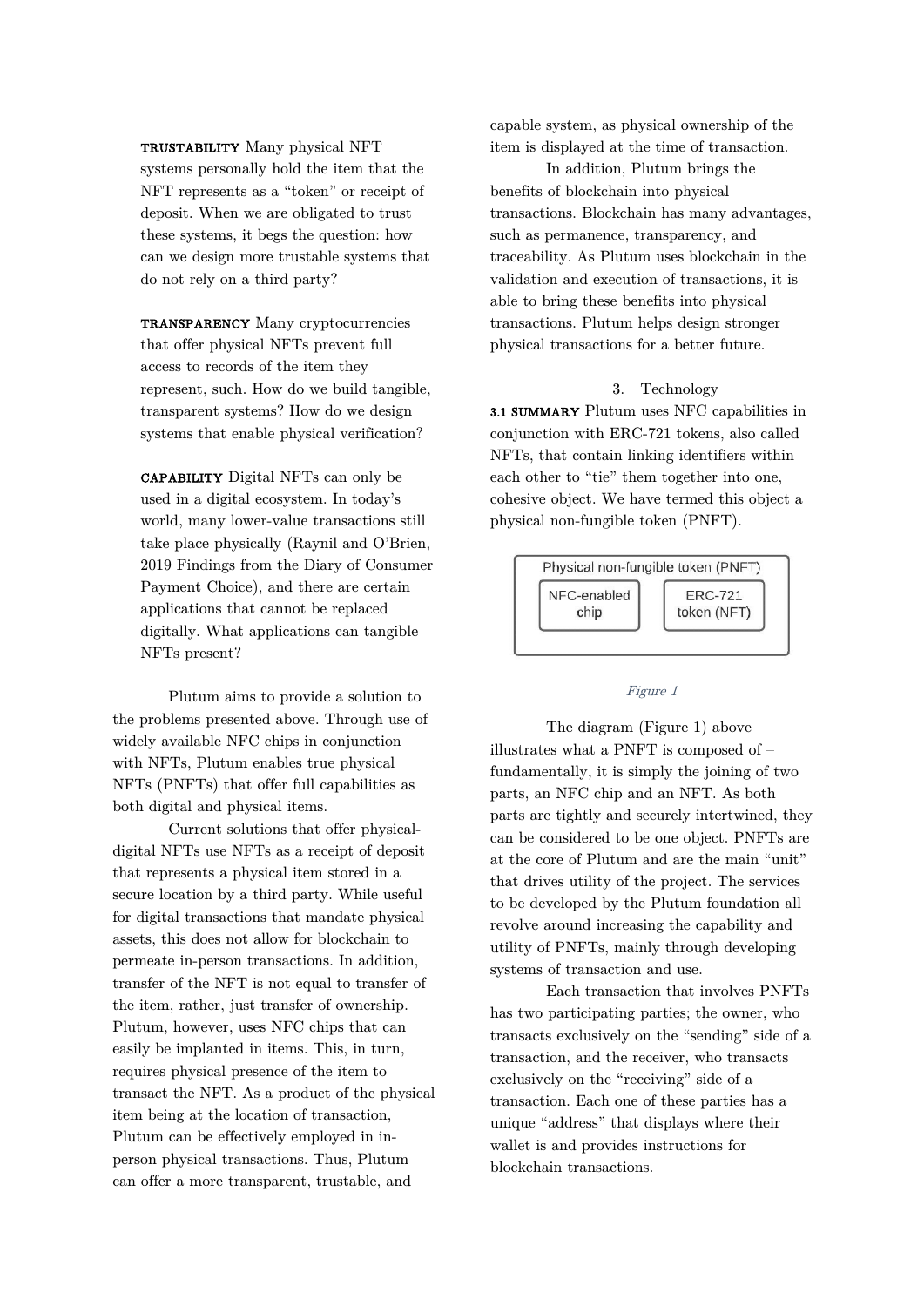**TRUSTABILITY** Many physical NFT systems personally hold the item that the NFT represents as a "token" or receipt of deposit. When we are obligated to trust these systems, it begs the question: how can we design more trustable systems that do not rely on a third party?

**TRANSPARENCY** Many cryptocurrencies that offer physical NFTs prevent full access to records of the item they represent, such. How do we build tangible, transparent systems? How do we design systems that enable physical verification?

**CAPABILITY** Digital NFTs can only be used in a digital ecosystem. In today's world, many lower-value transactions still take place physically (Raynil and O'Brien, 2019 Findings from the Diary of Consumer Payment Choice), and there are certain applications that cannot be replaced digitally. What applications can tangible NFTs present?

Plutum aims to provide a solution to the problems presented above. Through use of widely available NFC chips in conjunction with NFTs, Plutum enables true physical NFTs (PNFTs) that offer full capabilities as both digital and physical items.

Current solutions that offer physical-digital NFTs use NFTs as a receipt of deposit that represents a physical item stored in a secure location by a third party. While useful for digital transactions that mandate physical assets, this does not allow for blockchain to permeate in-person transactions. In addition, transfer of the NFT is not equal to transfer of the item, rather, just transfer of ownership. Plutum, however, uses NFC chips that can easily be implanted in items. This, in turn, requires physical presence of the item to transact the NFT. As a product of the physical item being at the location of transaction, Plutum can be effectively employed in in-person physical transactions. Thus, Plutum can offer a more transparent, trustable, and capable system, as physical ownership of the item is displayed at the time of transaction.

In addition, Plutum brings the benefits of blockchain into physical transactions. Blockchain has many advantages, such as permanence, transparency, and traceability. As Plutum uses blockchain in the validation and execution of transactions, it is able to bring these benefits into physical transactions. Plutum helps design stronger physical transactions for a better future.

## 3. Technology

**3.1 SUMMARY** Plutum uses NFC capabilities in conjunction with ERC-721 tokens, also called NFTs, that contain linking identifiers within each other to "tie" them together into one, cohesive object. We have termed this object a physical non-fungible token (PNFT).

| Physical non-fungible token (PNFT) | |
|---|---|
| NFC-enabled chip | ERC-721 token (NFT) |

*Figure 1*

The diagram (Figure 1) above illustrates what a PNFT is composed of – fundamentally, it is simply the joining of two parts, an NFC chip and an NFT. As both parts are tightly and securely intertwined, they can be considered to be one object. PNFTs are at the core of Plutum and are the main "unit" that drives utility of the project. The services to be developed by the Plutum foundation all revolve around increasing the capability and utility of PNFTs, mainly through developing systems of transaction and use.

Each transaction that involves PNFTs has two participating parties; the owner, who transacts exclusively on the "sending" side of a transaction, and the receiver, who transacts exclusively on the "receiving" side of a transaction. Each one of these parties has a unique "address" that displays where their wallet is and provides instructions for blockchain transactions.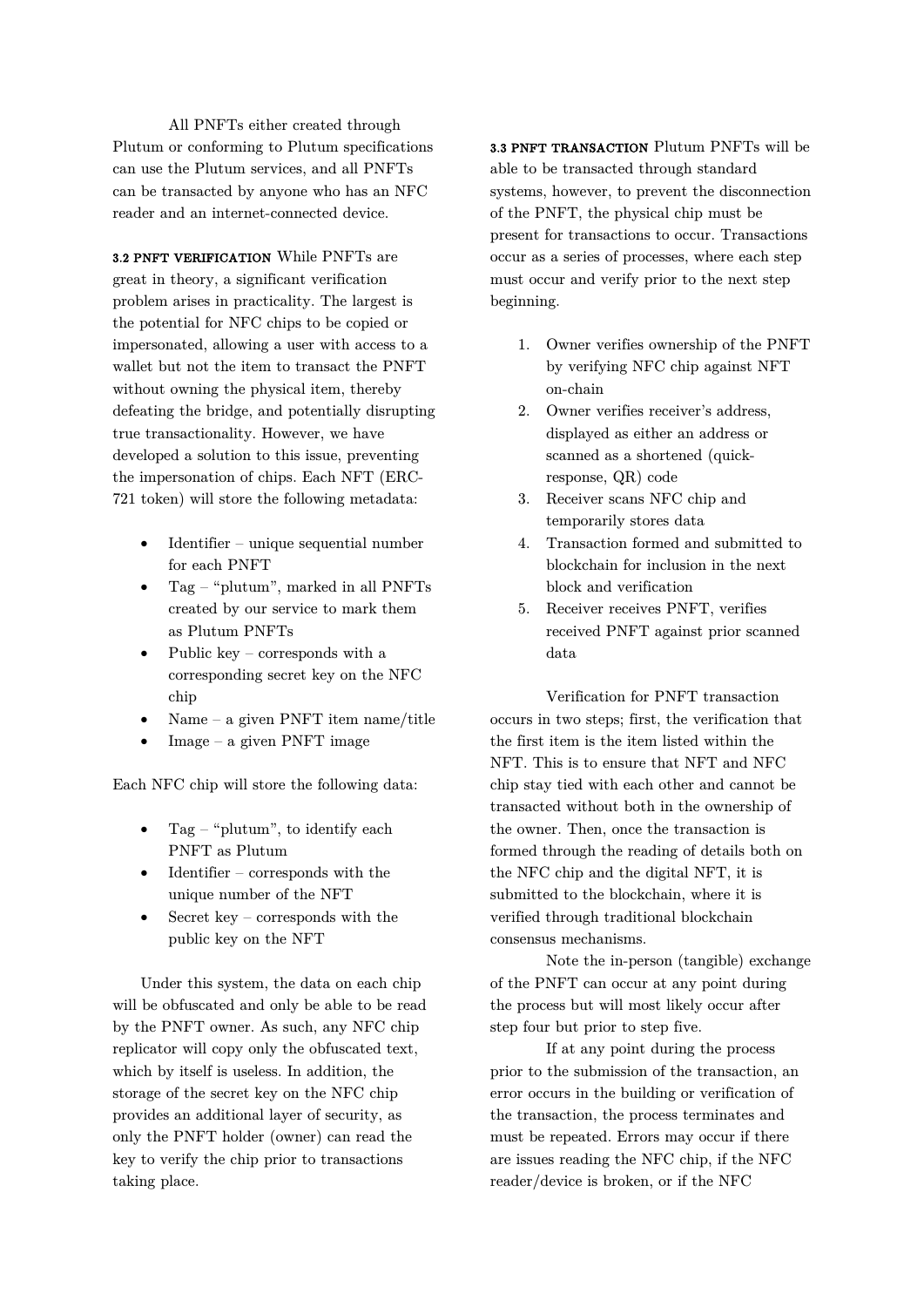All PNFTs either created through Plutum or conforming to Plutum specifications can use the Plutum services, and all PNFTs can be transacted by anyone who has an NFC reader and an internet-connected device.

**3.2 PNFT VERIFICATION** While PNFTs are great in theory, a significant verification problem arises in practicality. The largest is the potential for NFC chips to be copied or impersonated, allowing a user with access to a wallet but not the item to transact the PNFT without owning the physical item, thereby defeating the bridge, and potentially disrupting true transactionality. However, we have developed a solution to this issue, preventing the impersonation of chips. Each NFT (ERC-721 token) will store the following metadata:

- Identifier – unique sequential number for each PNFT
- Tag – "plutum", marked in all PNFTs created by our service to mark them as Plutum PNFTs
- Public key – corresponds with a corresponding secret key on the NFC chip
- Name – a given PNFT item name/title
- Image – a given PNFT image

Each NFC chip will store the following data:

- Tag – "plutum", to identify each PNFT as Plutum
- Identifier – corresponds with the unique number of the NFT
- Secret key – corresponds with the public key on the NFT

Under this system, the data on each chip will be obfuscated and only be able to be read by the PNFT owner. As such, any NFC chip replicator will copy only the obfuscated text, which by itself is useless. In addition, the storage of the secret key on the NFC chip provides an additional layer of security, as only the PNFT holder (owner) can read the key to verify the chip prior to transactions taking place.

**3.3 PNFT TRANSACTION** Plutum PNFTs will be able to be transacted through standard systems, however, to prevent the disconnection of the PNFT, the physical chip must be present for transactions to occur. Transactions occur as a series of processes, where each step must occur and verify prior to the next step beginning.

1. Owner verifies ownership of the PNFT by verifying NFC chip against NFT on-chain
2. Owner verifies receiver's address, displayed as either an address or scanned as a shortened (quick-response, QR) code
3. Receiver scans NFC chip and temporarily stores data
4. Transaction formed and submitted to blockchain for inclusion in the next block and verification
5. Receiver receives PNFT, verifies received PNFT against prior scanned data

Verification for PNFT transaction occurs in two steps; first, the verification that the first item is the item listed within the NFT. This is to ensure that NFT and NFC chip stay tied with each other and cannot be transacted without both in the ownership of the owner. Then, once the transaction is formed through the reading of details both on the NFC chip and the digital NFT, it is submitted to the blockchain, where it is verified through traditional blockchain consensus mechanisms.

Note the in-person (tangible) exchange of the PNFT can occur at any point during the process but will most likely occur after step four but prior to step five.

If at any point during the process prior to the submission of the transaction, an error occurs in the building or verification of the transaction, the process terminates and must be repeated. Errors may occur if there are issues reading the NFC chip, if the NFC reader/device is broken, or if the NFC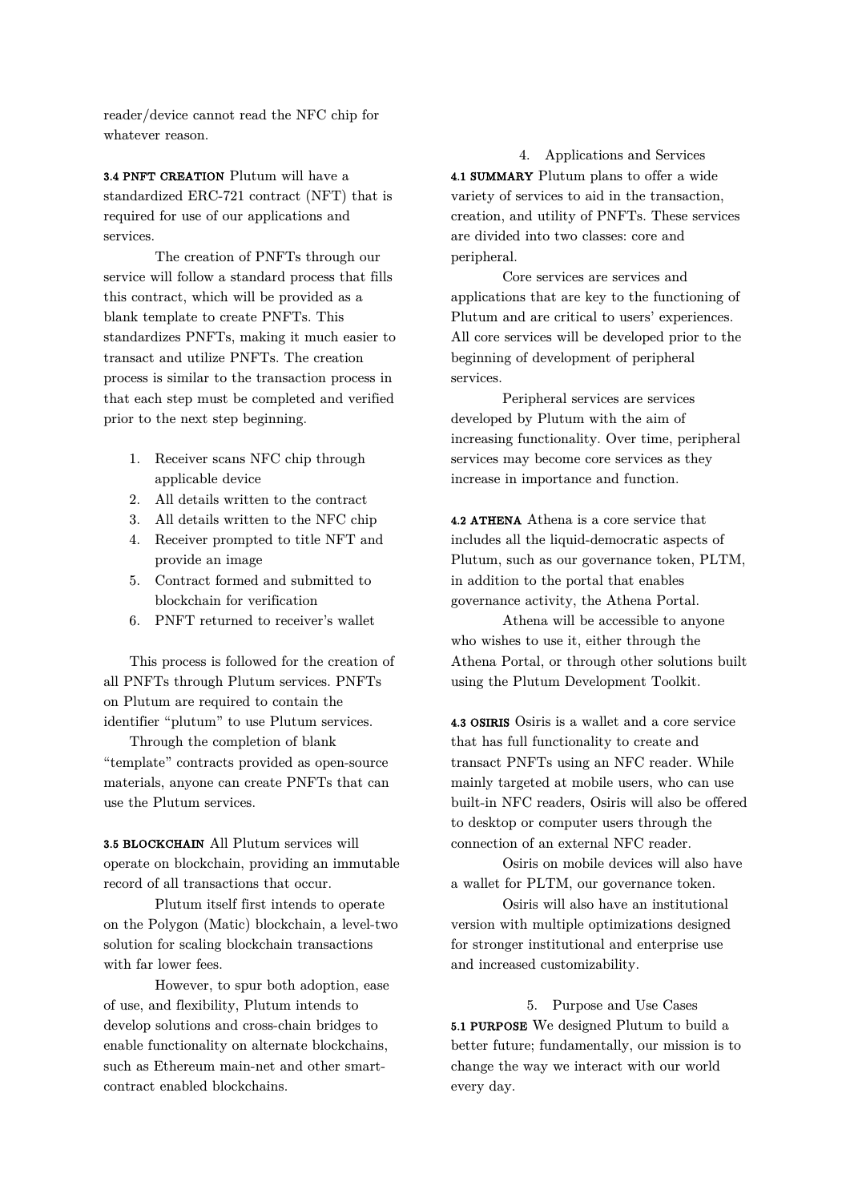reader/device cannot read the NFC chip for whatever reason.

**3.4 PNFT CREATION** Plutum will have a standardized ERC-721 contract (NFT) that is required for use of our applications and services.

The creation of PNFTs through our service will follow a standard process that fills this contract, which will be provided as a blank template to create PNFTs. This standardizes PNFTs, making it much easier to transact and utilize PNFTs. The creation process is similar to the transaction process in that each step must be completed and verified prior to the next step beginning.

1. Receiver scans NFC chip through applicable device
2. All details written to the contract
3. All details written to the NFC chip
4. Receiver prompted to title NFT and provide an image
5. Contract formed and submitted to blockchain for verification
6. PNFT returned to receiver's wallet

This process is followed for the creation of all PNFTs through Plutum services. PNFTs on Plutum are required to contain the identifier "plutum" to use Plutum services.

Through the completion of blank "template" contracts provided as open-source materials, anyone can create PNFTs that can use the Plutum services.

**3.5 BLOCKCHAIN** All Plutum services will operate on blockchain, providing an immutable record of all transactions that occur.

Plutum itself first intends to operate on the Polygon (Matic) blockchain, a level-two solution for scaling blockchain transactions with far lower fees.

However, to spur both adoption, ease of use, and flexibility, Plutum intends to develop solutions and cross-chain bridges to enable functionality on alternate blockchains, such as Ethereum main-net and other smart-contract enabled blockchains.

## 4. Applications and Services

**4.1 SUMMARY** Plutum plans to offer a wide variety of services to aid in the transaction, creation, and utility of PNFTs. These services are divided into two classes: core and peripheral.

Core services are services and applications that are key to the functioning of Plutum and are critical to users' experiences. All core services will be developed prior to the beginning of development of peripheral services.

Peripheral services are services developed by Plutum with the aim of increasing functionality. Over time, peripheral services may become core services as they increase in importance and function.

**4.2 ATHENA** Athena is a core service that includes all the liquid-democratic aspects of Plutum, such as our governance token, PLTM, in addition to the portal that enables governance activity, the Athena Portal.

Athena will be accessible to anyone who wishes to use it, either through the Athena Portal, or through other solutions built using the Plutum Development Toolkit.

**4.3 OSIRIS** Osiris is a wallet and a core service that has full functionality to create and transact PNFTs using an NFC reader. While mainly targeted at mobile users, who can use built-in NFC readers, Osiris will also be offered to desktop or computer users through the connection of an external NFC reader.

Osiris on mobile devices will also have a wallet for PLTM, our governance token.

Osiris will also have an institutional version with multiple optimizations designed for stronger institutional and enterprise use and increased customizability.

## 5. Purpose and Use Cases

**5.1 PURPOSE** We designed Plutum to build a better future; fundamentally, our mission is to change the way we interact with our world every day.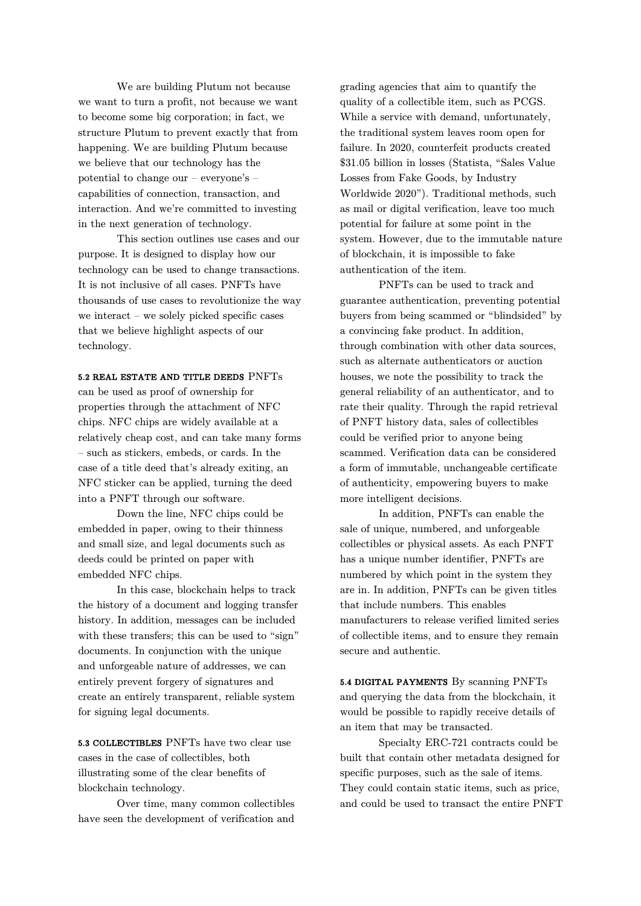We are building Plutum not because we want to turn a profit, not because we want to become some big corporation; in fact, we structure Plutum to prevent exactly that from happening. We are building Plutum because we believe that our technology has the potential to change our – everyone's – capabilities of connection, transaction, and interaction. And we're committed to investing in the next generation of technology.

This section outlines use cases and our purpose. It is designed to display how our technology can be used to change transactions. It is not inclusive of all cases. PNFTs have thousands of use cases to revolutionize the way we interact – we solely picked specific cases that we believe highlight aspects of our technology.

**5.2 REAL ESTATE AND TITLE DEEDS** PNFTs can be used as proof of ownership for properties through the attachment of NFC chips. NFC chips are widely available at a relatively cheap cost, and can take many forms – such as stickers, embeds, or cards. In the case of a title deed that's already exiting, an NFC sticker can be applied, turning the deed into a PNFT through our software.

Down the line, NFC chips could be embedded in paper, owing to their thinness and small size, and legal documents such as deeds could be printed on paper with embedded NFC chips.

In this case, blockchain helps to track the history of a document and logging transfer history. In addition, messages can be included with these transfers; this can be used to "sign" documents. In conjunction with the unique and unforgeable nature of addresses, we can entirely prevent forgery of signatures and create an entirely transparent, reliable system for signing legal documents.

**5.3 COLLECTIBLES** PNFTs have two clear use cases in the case of collectibles, both illustrating some of the clear benefits of blockchain technology.

Over time, many common collectibles have seen the development of verification and grading agencies that aim to quantify the quality of a collectible item, such as PCGS. While a service with demand, unfortunately, the traditional system leaves room open for failure. In 2020, counterfeit products created $31.05 billion in losses (Statista, "Sales Value Losses from Fake Goods, by Industry Worldwide 2020"). Traditional methods, such as mail or digital verification, leave too much potential for failure at some point in the system. However, due to the immutable nature of blockchain, it is impossible to fake authentication of the item.

PNFTs can be used to track and guarantee authentication, preventing potential buyers from being scammed or "blindsided" by a convincing fake product. In addition, through combination with other data sources, such as alternate authenticators or auction houses, we note the possibility to track the general reliability of an authenticator, and to rate their quality. Through the rapid retrieval of PNFT history data, sales of collectibles could be verified prior to anyone being scammed. Verification data can be considered a form of immutable, unchangeable certificate of authenticity, empowering buyers to make more intelligent decisions.

In addition, PNFTs can enable the sale of unique, numbered, and unforgeable collectibles or physical assets. As each PNFT has a unique number identifier, PNFTs are numbered by which point in the system they are in. In addition, PNFTs can be given titles that include numbers. This enables manufacturers to release verified limited series of collectible items, and to ensure they remain secure and authentic.

**5.4 DIGITAL PAYMENTS** By scanning PNFTs and querying the data from the blockchain, it would be possible to rapidly receive details of an item that may be transacted.

Specialty ERC-721 contracts could be built that contain other metadata designed for specific purposes, such as the sale of items. They could contain static items, such as price, and could be used to transact the entire PNFT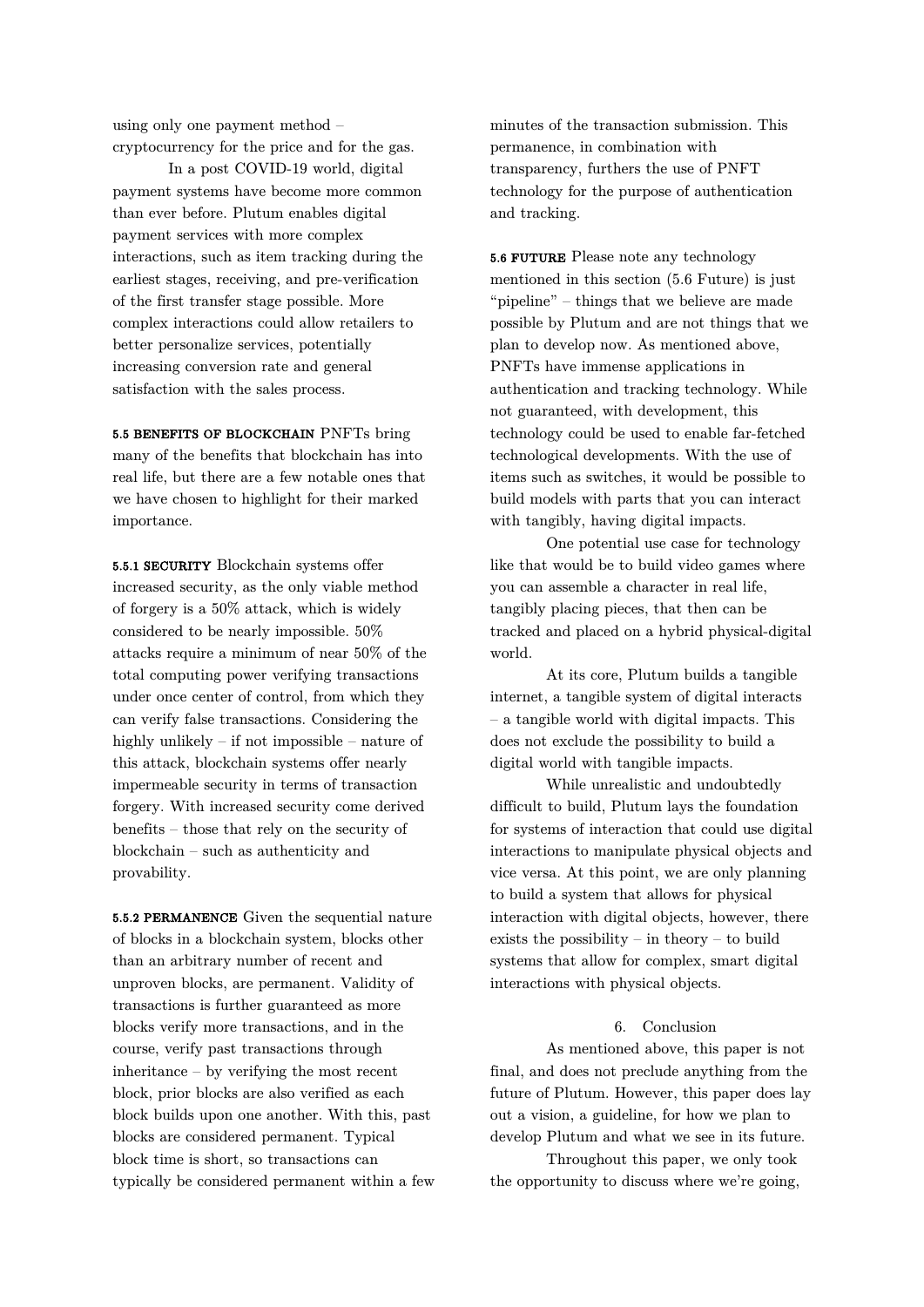using only one payment method – cryptocurrency for the price and for the gas.

In a post COVID-19 world, digital payment systems have become more common than ever before. Plutum enables digital payment services with more complex interactions, such as item tracking during the earliest stages, receiving, and pre-verification of the first transfer stage possible. More complex interactions could allow retailers to better personalize services, potentially increasing conversion rate and general satisfaction with the sales process.

**5.5 BENEFITS OF BLOCKCHAIN** PNFTs bring many of the benefits that blockchain has into real life, but there are a few notable ones that we have chosen to highlight for their marked importance.

**5.5.1 SECURITY** Blockchain systems offer increased security, as the only viable method of forgery is a 50% attack, which is widely considered to be nearly impossible. 50% attacks require a minimum of near 50% of the total computing power verifying transactions under once center of control, from which they can verify false transactions. Considering the highly unlikely – if not impossible – nature of this attack, blockchain systems offer nearly impermeable security in terms of transaction forgery. With increased security come derived benefits – those that rely on the security of blockchain – such as authenticity and provability.

**5.5.2 PERMANENCE** Given the sequential nature of blocks in a blockchain system, blocks other than an arbitrary number of recent and unproven blocks, are permanent. Validity of transactions is further guaranteed as more blocks verify more transactions, and in the course, verify past transactions through inheritance – by verifying the most recent block, prior blocks are also verified as each block builds upon one another. With this, past blocks are considered permanent. Typical block time is short, so transactions can typically be considered permanent within a few minutes of the transaction submission. This permanence, in combination with transparency, furthers the use of PNFT technology for the purpose of authentication and tracking.

**5.6 FUTURE** Please note any technology mentioned in this section (5.6 Future) is just "pipeline" – things that we believe are made possible by Plutum and are not things that we plan to develop now. As mentioned above, PNFTs have immense applications in authentication and tracking technology. While not guaranteed, with development, this technology could be used to enable far-fetched technological developments. With the use of items such as switches, it would be possible to build models with parts that you can interact with tangibly, having digital impacts.

One potential use case for technology like that would be to build video games where you can assemble a character in real life, tangibly placing pieces, that then can be tracked and placed on a hybrid physical-digital world.

At its core, Plutum builds a tangible internet, a tangible system of digital interacts – a tangible world with digital impacts. This does not exclude the possibility to build a digital world with tangible impacts.

While unrealistic and undoubtedly difficult to build, Plutum lays the foundation for systems of interaction that could use digital interactions to manipulate physical objects and vice versa. At this point, we are only planning to build a system that allows for physical interaction with digital objects, however, there exists the possibility – in theory – to build systems that allow for complex, smart digital interactions with physical objects.

## 6. Conclusion

As mentioned above, this paper is not final, and does not preclude anything from the future of Plutum. However, this paper does lay out a vision, a guideline, for how we plan to develop Plutum and what we see in its future.

Throughout this paper, we only took the opportunity to discuss where we're going,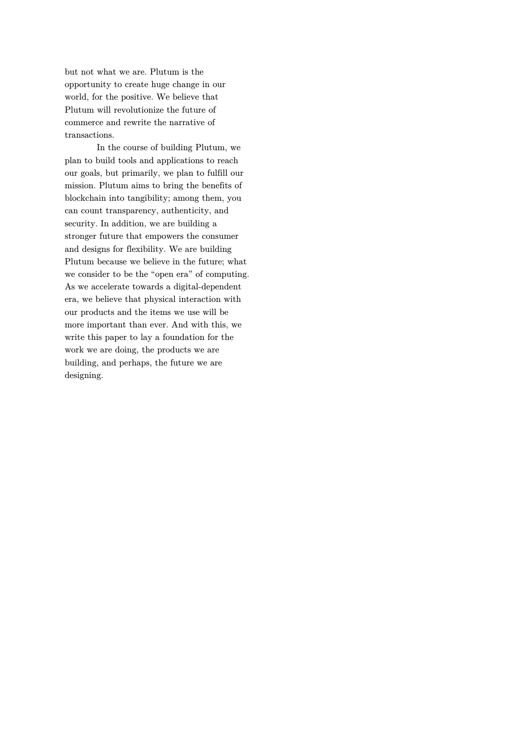but not what we are. Plutum is the opportunity to create huge change in our world, for the positive. We believe that Plutum will revolutionize the future of commerce and rewrite the narrative of transactions.

In the course of building Plutum, we plan to build tools and applications to reach our goals, but primarily, we plan to fulfill our mission. Plutum aims to bring the benefits of blockchain into tangibility; among them, you can count transparency, authenticity, and security. In addition, we are building a stronger future that empowers the consumer and designs for flexibility. We are building Plutum because we believe in the future; what we consider to be the “open era” of computing. As we accelerate towards a digital-dependent era, we believe that physical interaction with our products and the items we use will be more important than ever. And with this, we write this paper to lay a foundation for the work we are doing, the products we are building, and perhaps, the future we are designing.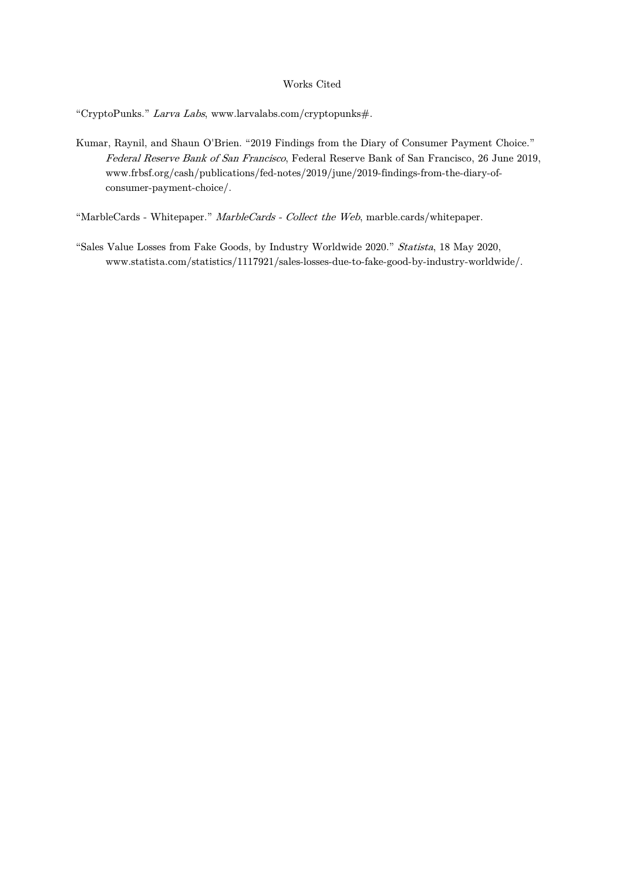# Works Cited

"CryptoPunks." *Larva Labs*, www.larvalabs.com/cryptopunks#.

Kumar, Raynil, and Shaun O'Brien. "2019 Findings from the Diary of Consumer Payment Choice." *Federal Reserve Bank of San Francisco*, Federal Reserve Bank of San Francisco, 26 June 2019, www.frbsf.org/cash/publications/fed-notes/2019/june/2019-findings-from-the-diary-of-consumer-payment-choice/.

"MarbleCards - Whitepaper." *MarbleCards - Collect the Web*, marble.cards/whitepaper.

"Sales Value Losses from Fake Goods, by Industry Worldwide 2020." *Statista*, 18 May 2020, www.statista.com/statistics/1117921/sales-losses-due-to-fake-good-by-industry-worldwide/.